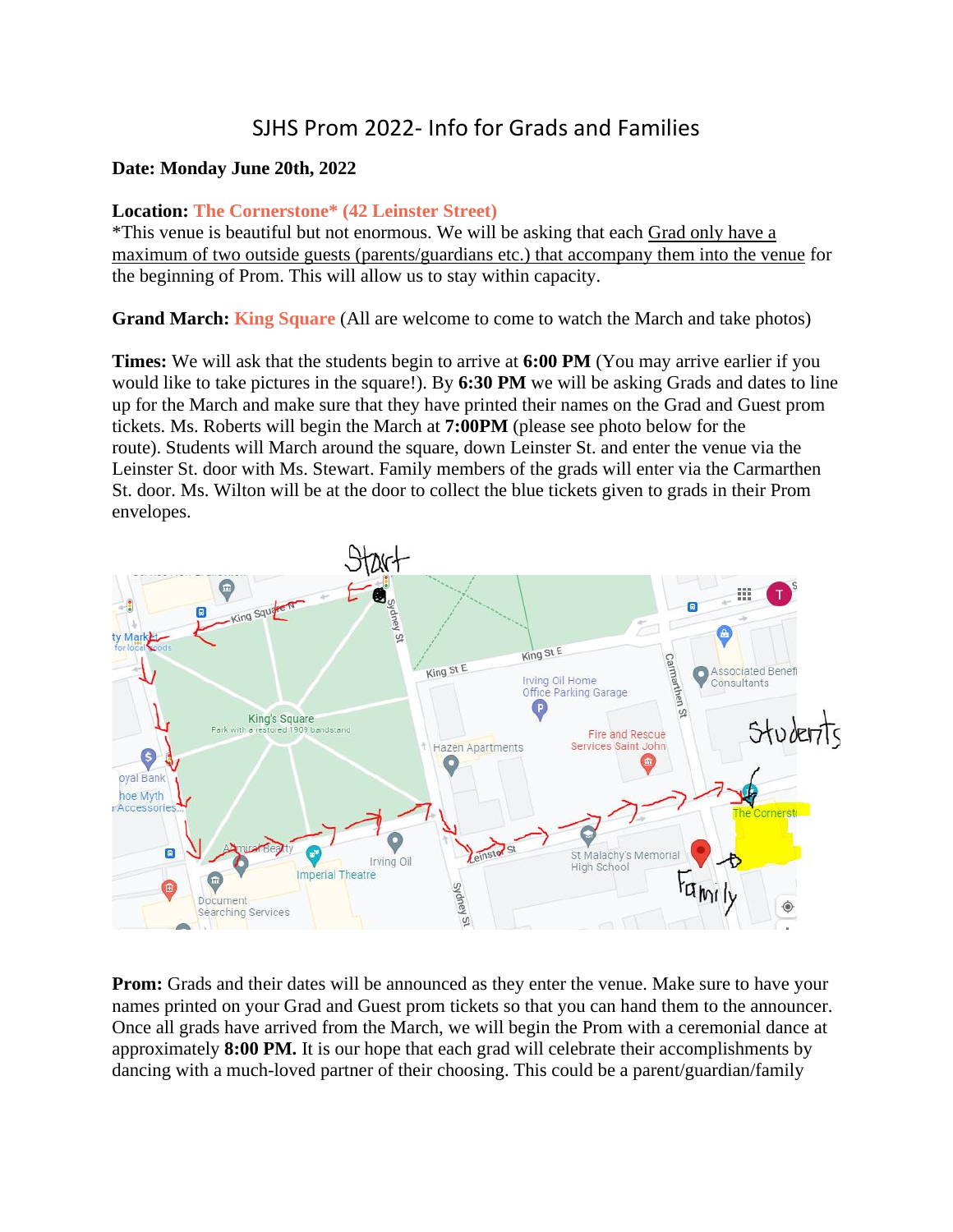# SJHS Prom 2022- Info for Grads and Families

**Date: Monday June 20th, 2022**

**Location:** **The Cornerstone* (42 Leinster Street)**
*This venue is beautiful but not enormous. We will be asking that each Grad only have a maximum of two outside guests (parents/guardians etc.) that accompany them into the venue for the beginning of Prom. This will allow us to stay within capacity.

**Grand March:** **King Square** (All are welcome to come to watch the March and take photos)

**Times:** We will ask that the students begin to arrive at **6:00 PM** (You may arrive earlier if you would like to take pictures in the square!). By **6:30 PM** we will be asking Grads and dates to line up for the March and make sure that they have printed their names on the Grad and Guest prom tickets. Ms. Roberts will begin the March at **7:00PM** (please see photo below for the route). Students will March around the square, down Leinster St. and enter the venue via the Leinster St. door with Ms. Stewart. Family members of the grads will enter via the Carmarthen St. door. Ms. Wilton will be at the door to collect the blue tickets given to grads in their Prom envelopes.

**Prom:** Grads and their dates will be announced as they enter the venue. Make sure to have your names printed on your Grad and Guest prom tickets so that you can hand them to the announcer. Once all grads have arrived from the March, we will begin the Prom with a ceremonial dance at approximately **8:00 PM.** It is our hope that each grad will celebrate their accomplishments by dancing with a much-loved partner of their choosing. This could be a parent/guardian/family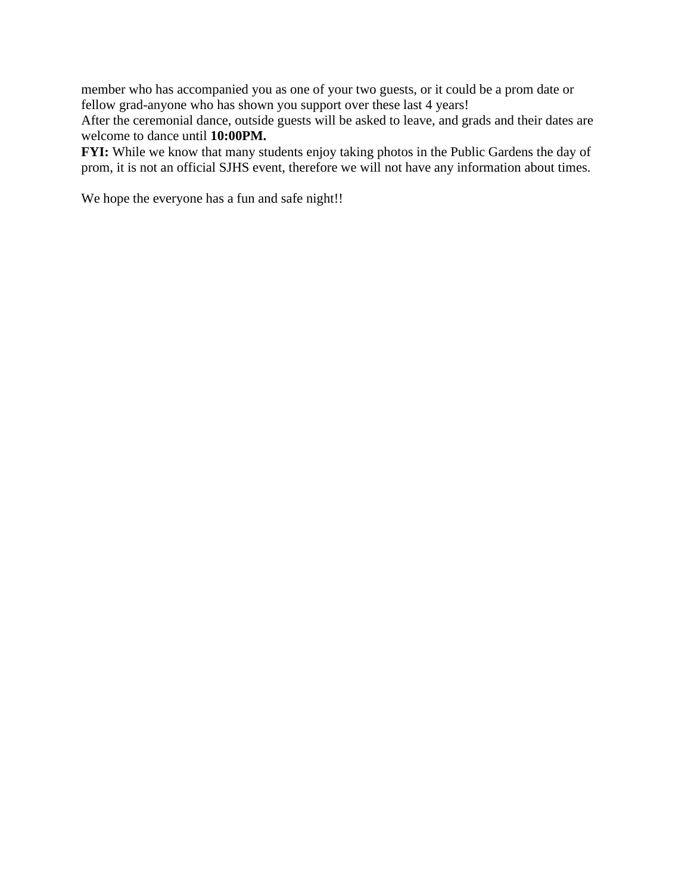member who has accompanied you as one of your two guests, or it could be a prom date or fellow grad-anyone who has shown you support over these last 4 years!

After the ceremonial dance, outside guests will be asked to leave, and grads and their dates are welcome to dance until **10:00PM.**

**FYI:** While we know that many students enjoy taking photos in the Public Gardens the day of prom, it is not an official SJHS event, therefore we will not have any information about times.

We hope the everyone has a fun and safe night!!